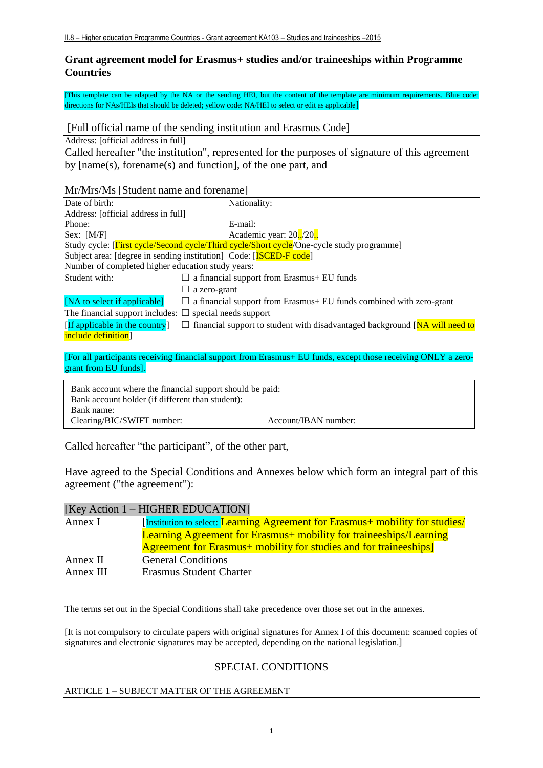## Grant agreement model for Erasmus+ studies and/or traineeships within Programme Countries

[This template can be adapted by the NA or the sending HEI, but the content of the template are minimum requirements. Blue code: directions for NAs/HEIs that should be deleted; yellow code: NA/HEI to select or edit as applicable]

[Full official name of the sending institution and Erasmus Code]

Address: [official address in full]

Called hereafter "the institution", represented for the purposes of signature of this agreement by [name(s), forename(s) and function], of the one part, and

Mr/Mrs/Ms [Student name and forename]

| | |
|---|---|
| Date of birth: | Nationality: |
| Address: [official address in full] | |
| Phone: | E-mail: |
| Sex: [M/F] | Academic year: 20../20.. |

Study cycle: [First cycle/Second cycle/Third cycle/Short cycle/One-cycle study programme]

Subject area: [degree in sending institution] Code: [ISCED-F code]

Number of completed higher education study years:

| | |
|---|---|
| Student with: | ☐ a financial support from Erasmus+ EU funds |
| | ☐ a zero-grant |
| [NA to select if applicable] | ☐ a financial support from Erasmus+ EU funds combined with zero-grant |
| The financial support includes: | ☐ special needs support |
| [If applicable in the country] | ☐ financial support to student with disadvantaged background [NA will need to include definition] |

[For all participants receiving financial support from Erasmus+ EU funds, except those receiving ONLY a zero-grant from EU funds].

| | |
|---|---|
| Bank account where the financial support should be paid: | |
| Bank account holder (if different than student): | |
| Bank name: | |
| Clearing/BIC/SWIFT number: | Account/IBAN number: |

Called hereafter "the participant", of the other part,

Have agreed to the Special Conditions and Annexes below which form an integral part of this agreement ("the agreement"):

[Key Action 1 – HIGHER EDUCATION]

| | |
|---|---|
| Annex I | [Institution to select: Learning Agreement for Erasmus+ mobility for studies/ Learning Agreement for Erasmus+ mobility for traineeships/Learning Agreement for Erasmus+ mobility for studies and for traineeships] |
| Annex II | General Conditions |
| Annex III | Erasmus Student Charter |

The terms set out in the Special Conditions shall take precedence over those set out in the annexes.

[It is not compulsory to circulate papers with original signatures for Annex I of this document: scanned copies of signatures and electronic signatures may be accepted, depending on the national legislation.]

## SPECIAL CONDITIONS

### ARTICLE 1 – SUBJECT MATTER OF THE AGREEMENT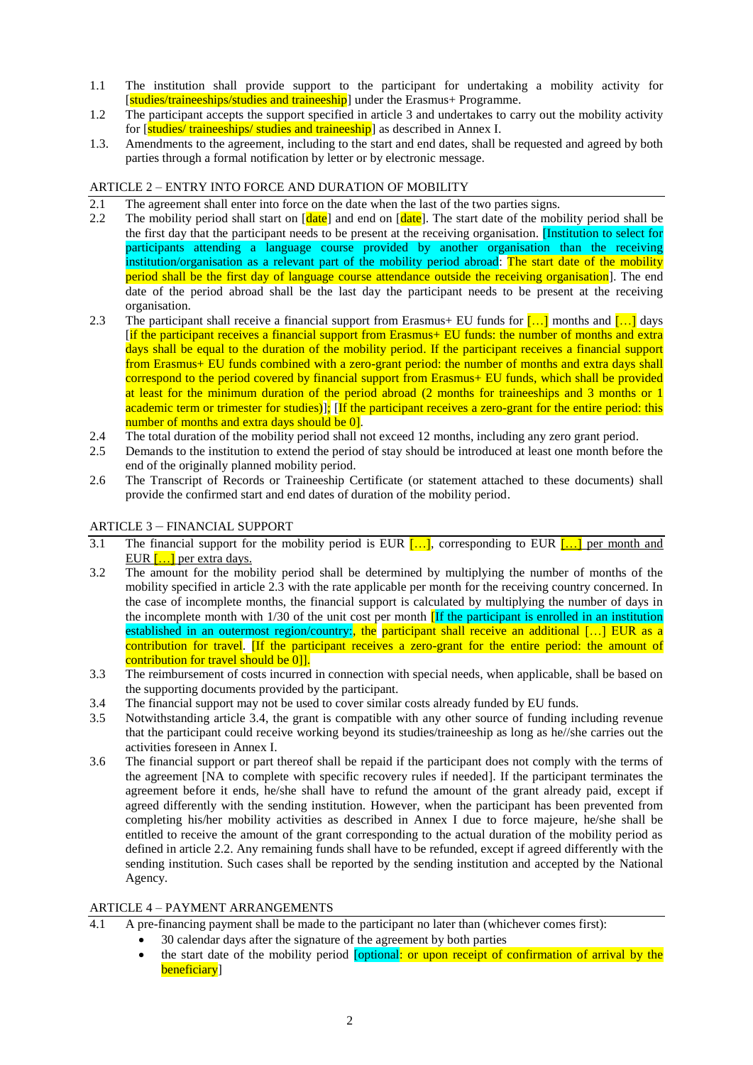1.1 The institution shall provide support to the participant for undertaking a mobility activity for [studies/traineeships/studies and traineeship] under the Erasmus+ Programme.

1.2 The participant accepts the support specified in article 3 and undertakes to carry out the mobility activity for [studies/ traineeships/ studies and traineeship] as described in Annex I.

1.3. Amendments to the agreement, including to the start and end dates, shall be requested and agreed by both parties through a formal notification by letter or by electronic message.

## ARTICLE 2 – ENTRY INTO FORCE AND DURATION OF MOBILITY

2.1 The agreement shall enter into force on the date when the last of the two parties signs.

2.2 The mobility period shall start on [date] and end on [date]. The start date of the mobility period shall be the first day that the participant needs to be present at the receiving organisation. [Institution to select for participants attending a language course provided by another organisation than the receiving institution/organisation as a relevant part of the mobility period abroad: The start date of the mobility period shall be the first day of language course attendance outside the receiving organisation]. The end date of the period abroad shall be the last day the participant needs to be present at the receiving organisation.

2.3 The participant shall receive a financial support from Erasmus+ EU funds for […] months and […] days [if the participant receives a financial support from Erasmus+ EU funds: the number of months and extra days shall be equal to the duration of the mobility period. If the participant receives a financial support from Erasmus+ EU funds combined with a zero-grant period: the number of months and extra days shall correspond to the period covered by financial support from Erasmus+ EU funds, which shall be provided at least for the minimum duration of the period abroad (2 months for traineeships and 3 months or 1 academic term or trimester for studies)]; [If the participant receives a zero-grant for the entire period: this number of months and extra days should be 0].

2.4 The total duration of the mobility period shall not exceed 12 months, including any zero grant period.

2.5 Demands to the institution to extend the period of stay should be introduced at least one month before the end of the originally planned mobility period.

2.6 The Transcript of Records or Traineeship Certificate (or statement attached to these documents) shall provide the confirmed start and end dates of duration of the mobility period.

## ARTICLE 3 – FINANCIAL SUPPORT

3.1 The financial support for the mobility period is EUR […], corresponding to EUR […] per month and EUR […] per extra days.

3.2 The amount for the mobility period shall be determined by multiplying the number of months of the mobility specified in article 2.3 with the rate applicable per month for the receiving country concerned. In the case of incomplete months, the financial support is calculated by multiplying the number of days in the incomplete month with 1/30 of the unit cost per month [If the participant is enrolled in an institution established in an outermost region/country:, the participant shall receive an additional […] EUR as a contribution for travel. [If the participant receives a zero-grant for the entire period: the amount of contribution for travel should be 0]].

3.3 The reimbursement of costs incurred in connection with special needs, when applicable, shall be based on the supporting documents provided by the participant.

3.4 The financial support may not be used to cover similar costs already funded by EU funds.

3.5 Notwithstanding article 3.4, the grant is compatible with any other source of funding including revenue that the participant could receive working beyond its studies/traineeship as long as he//she carries out the activities foreseen in Annex I.

3.6 The financial support or part thereof shall be repaid if the participant does not comply with the terms of the agreement [NA to complete with specific recovery rules if needed]. If the participant terminates the agreement before it ends, he/she shall have to refund the amount of the grant already paid, except if agreed differently with the sending institution. However, when the participant has been prevented from completing his/her mobility activities as described in Annex I due to force majeure, he/she shall be entitled to receive the amount of the grant corresponding to the actual duration of the mobility period as defined in article 2.2. Any remaining funds shall have to be refunded, except if agreed differently with the sending institution. Such cases shall be reported by the sending institution and accepted by the National Agency.

## ARTICLE 4 – PAYMENT ARRANGEMENTS

4.1 A pre-financing payment shall be made to the participant no later than (whichever comes first):

- 30 calendar days after the signature of the agreement by both parties
- the start date of the mobility period [optional: or upon receipt of confirmation of arrival by the beneficiary]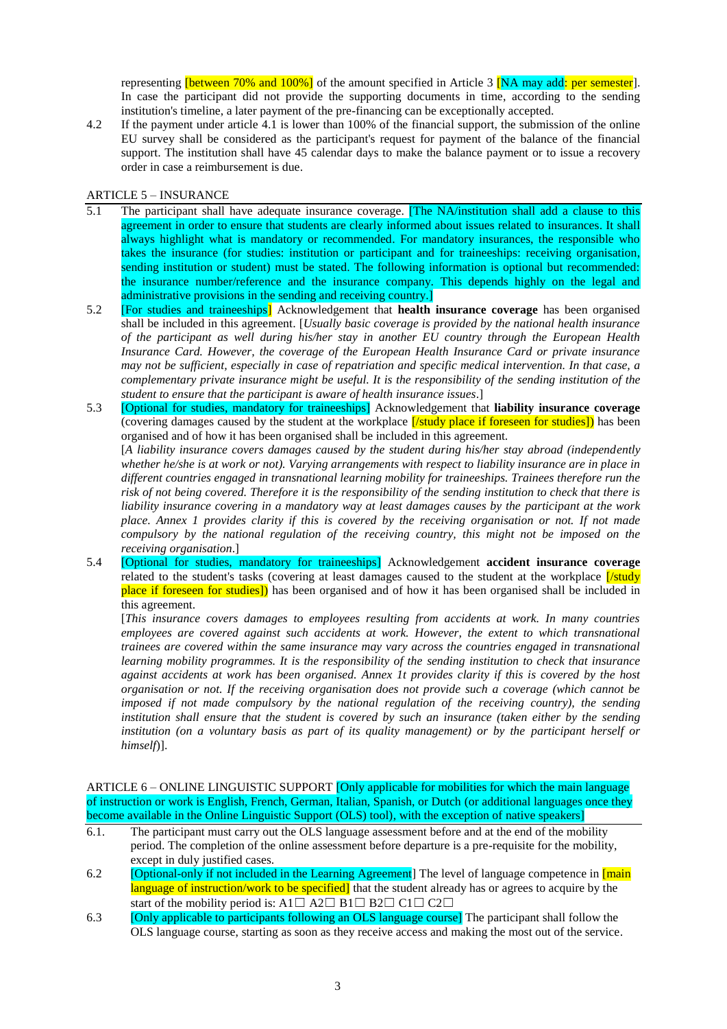representing [between 70% and 100%] of the amount specified in Article 3 [NA may add: per semester]. In case the participant did not provide the supporting documents in time, according to the sending institution's timeline, a later payment of the pre-financing can be exceptionally accepted.

4.2 If the payment under article 4.1 is lower than 100% of the financial support, the submission of the online EU survey shall be considered as the participant's request for payment of the balance of the financial support. The institution shall have 45 calendar days to make the balance payment or to issue a recovery order in case a reimbursement is due.

## ARTICLE 5 – INSURANCE

5.1 The participant shall have adequate insurance coverage. [The NA/institution shall add a clause to this agreement in order to ensure that students are clearly informed about issues related to insurances. It shall always highlight what is mandatory or recommended. For mandatory insurances, the responsible who takes the insurance (for studies: institution or participant and for traineeships: receiving organisation, sending institution or student) must be stated. The following information is optional but recommended: the insurance number/reference and the insurance company. This depends highly on the legal and administrative provisions in the sending and receiving country.]

5.2 [For studies and traineeships] Acknowledgement that **health insurance coverage** has been organised shall be included in this agreement. [*Usually basic coverage is provided by the national health insurance of the participant as well during his/her stay in another EU country through the European Health Insurance Card. However, the coverage of the European Health Insurance Card or private insurance may not be sufficient, especially in case of repatriation and specific medical intervention. In that case, a complementary private insurance might be useful. It is the responsibility of the sending institution of the student to ensure that the participant is aware of health insurance issues*.]

5.3 [Optional for studies, mandatory for traineeships] Acknowledgement that **liability insurance coverage** (covering damages caused by the student at the workplace [/study place if foreseen for studies]) has been organised and of how it has been organised shall be included in this agreement.
[*A liability insurance covers damages caused by the student during his/her stay abroad (independently whether he/she is at work or not). Varying arrangements with respect to liability insurance are in place in different countries engaged in transnational learning mobility for traineeships. Trainees therefore run the risk of not being covered. Therefore it is the responsibility of the sending institution to check that there is liability insurance covering in a mandatory way at least damages causes by the participant at the work place. Annex 1 provides clarity if this is covered by the receiving organisation or not. If not made compulsory by the national regulation of the receiving country, this might not be imposed on the receiving organisation*.]

5.4 [Optional for studies, mandatory for traineeships] Acknowledgement **accident insurance coverage** related to the student's tasks (covering at least damages caused to the student at the workplace [/study place if foreseen for studies]) has been organised and of how it has been organised shall be included in this agreement.
[*This insurance covers damages to employees resulting from accidents at work. In many countries employees are covered against such accidents at work. However, the extent to which transnational trainees are covered within the same insurance may vary across the countries engaged in transnational learning mobility programmes. It is the responsibility of the sending institution to check that insurance against accidents at work has been organised. Annex 1t provides clarity if this is covered by the host organisation or not. If the receiving organisation does not provide such a coverage (which cannot be imposed if not made compulsory by the national regulation of the receiving country), the sending institution shall ensure that the student is covered by such an insurance (taken either by the sending institution (on a voluntary basis as part of its quality management) or by the participant herself or himself*)].

## ARTICLE 6 – ONLINE LINGUISTIC SUPPORT [Only applicable for mobilities for which the main language of instruction or work is English, French, German, Italian, Spanish, or Dutch (or additional languages once they become available in the Online Linguistic Support (OLS) tool), with the exception of native speakers]

6.1. The participant must carry out the OLS language assessment before and at the end of the mobility period. The completion of the online assessment before departure is a pre-requisite for the mobility, except in duly justified cases.

6.2 [Optional-only if not included in the Learning Agreement] The level of language competence in [main language of instruction/work to be specified] that the student already has or agrees to acquire by the start of the mobility period is: A1☐ A2☐ B1☐ B2☐ C1☐ C2☐

6.3 [Only applicable to participants following an OLS language course] The participant shall follow the OLS language course, starting as soon as they receive access and making the most out of the service.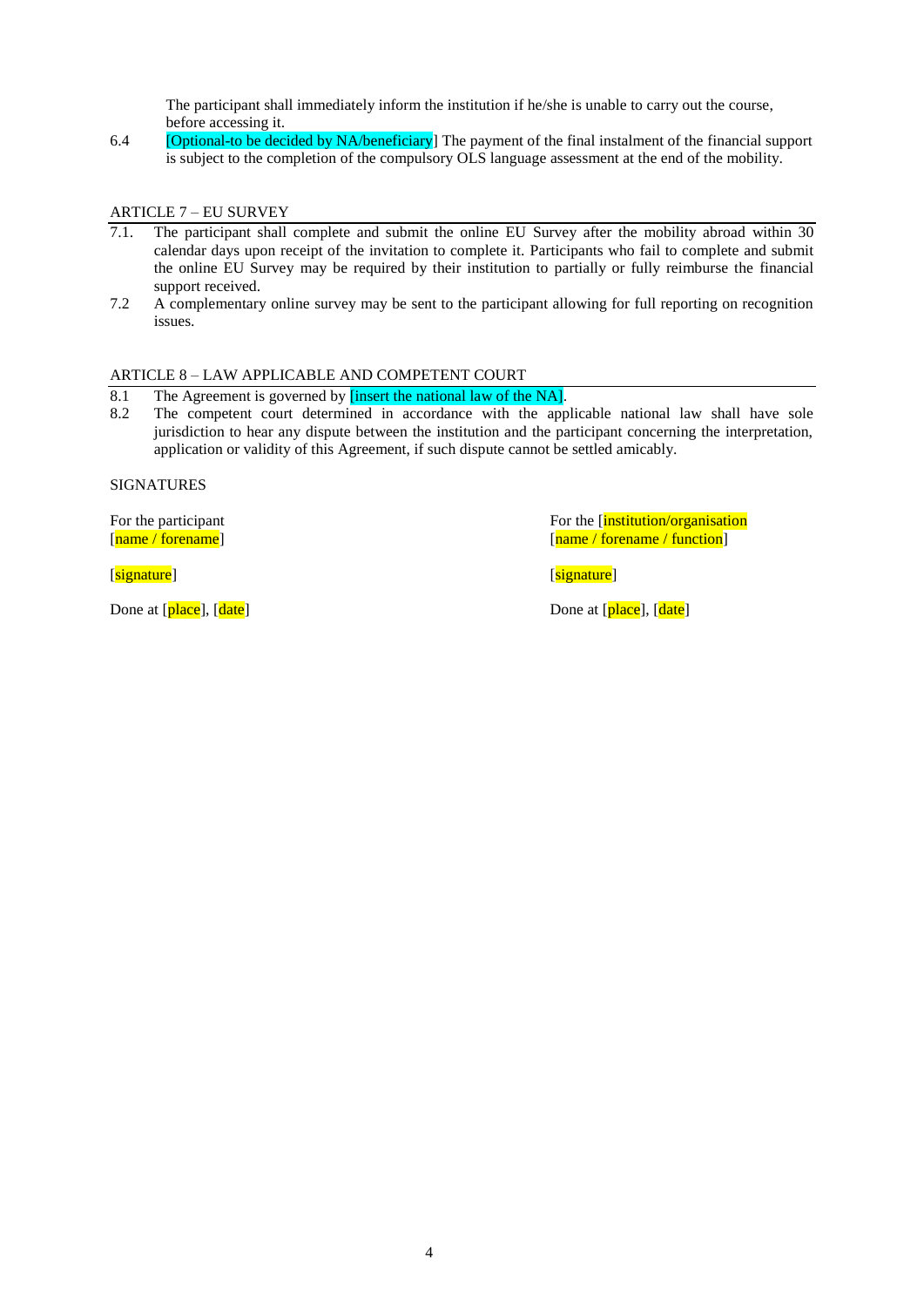The participant shall immediately inform the institution if he/she is unable to carry out the course, before accessing it.

6.4 [Optional-to be decided by NA/beneficiary] The payment of the final instalment of the financial support is subject to the completion of the compulsory OLS language assessment at the end of the mobility.

## ARTICLE 7 – EU SURVEY

7.1. The participant shall complete and submit the online EU Survey after the mobility abroad within 30 calendar days upon receipt of the invitation to complete it. Participants who fail to complete and submit the online EU Survey may be required by their institution to partially or fully reimburse the financial support received.

7.2 A complementary online survey may be sent to the participant allowing for full reporting on recognition issues.

## ARTICLE 8 – LAW APPLICABLE AND COMPETENT COURT

8.1 The Agreement is governed by [insert the national law of the NA].

8.2 The competent court determined in accordance with the applicable national law shall have sole jurisdiction to hear any dispute between the institution and the participant concerning the interpretation, application or validity of this Agreement, if such dispute cannot be settled amicably.

## SIGNATURES

For the participant
[name / forename]

[signature]

Done at [place], [date]

For the [institution/organisation
[name / forename / function]

[signature]

Done at [place], [date]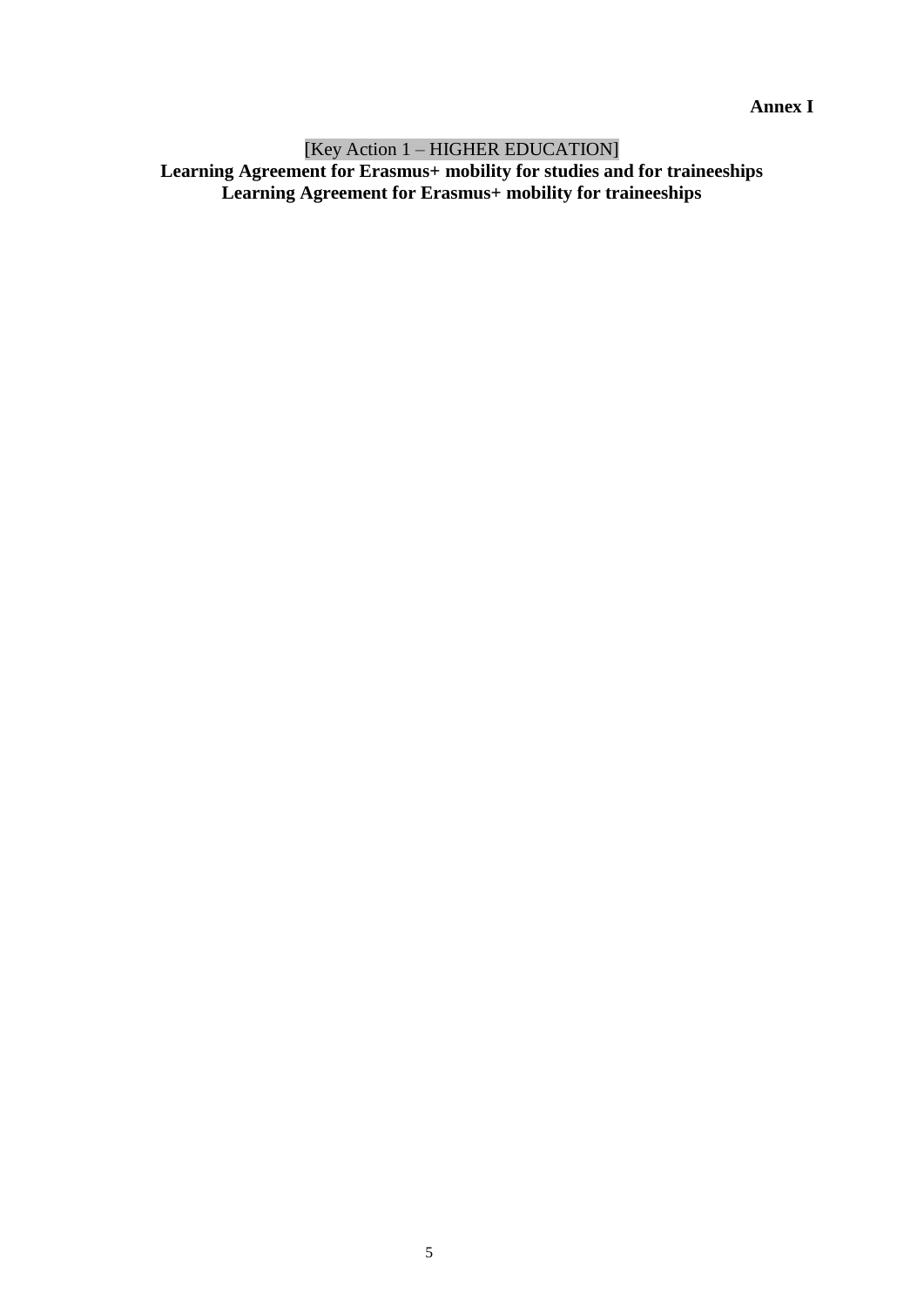**Annex I**

[Key Action 1 – HIGHER EDUCATION]

**Learning Agreement for Erasmus+ mobility for studies and for traineeships**
**Learning Agreement for Erasmus+ mobility for traineeships**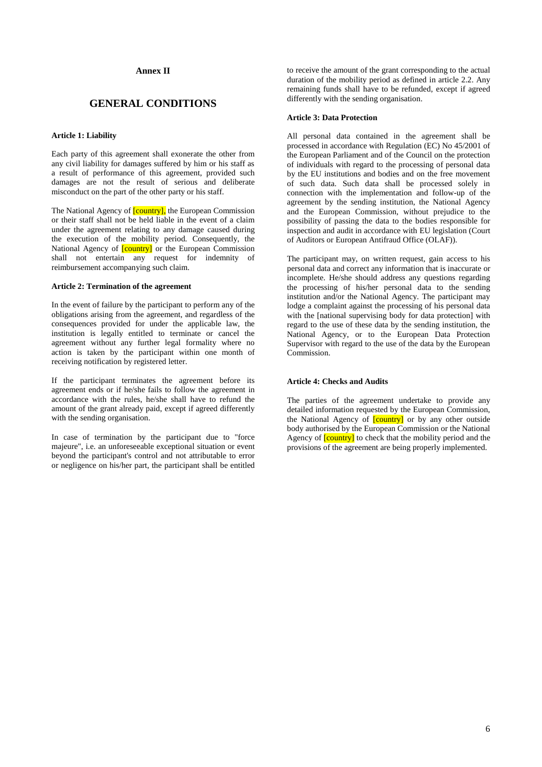## Annex II

# GENERAL CONDITIONS

### Article 1: Liability

Each party of this agreement shall exonerate the other from any civil liability for damages suffered by him or his staff as a result of performance of this agreement, provided such damages are not the result of serious and deliberate misconduct on the part of the other party or his staff.

The National Agency of [country], the European Commission or their staff shall not be held liable in the event of a claim under the agreement relating to any damage caused during the execution of the mobility period. Consequently, the National Agency of [country] or the European Commission shall not entertain any request for indemnity of reimbursement accompanying such claim.

### Article 2: Termination of the agreement

In the event of failure by the participant to perform any of the obligations arising from the agreement, and regardless of the consequences provided for under the applicable law, the institution is legally entitled to terminate or cancel the agreement without any further legal formality where no action is taken by the participant within one month of receiving notification by registered letter.

If the participant terminates the agreement before its agreement ends or if he/she fails to follow the agreement in accordance with the rules, he/she shall have to refund the amount of the grant already paid, except if agreed differently with the sending organisation.

In case of termination by the participant due to "force majeure", i.e. an unforeseeable exceptional situation or event beyond the participant's control and not attributable to error or negligence on his/her part, the participant shall be entitled to receive the amount of the grant corresponding to the actual duration of the mobility period as defined in article 2.2. Any remaining funds shall have to be refunded, except if agreed differently with the sending organisation.

### Article 3: Data Protection

All personal data contained in the agreement shall be processed in accordance with Regulation (EC) No 45/2001 of the European Parliament and of the Council on the protection of individuals with regard to the processing of personal data by the EU institutions and bodies and on the free movement of such data. Such data shall be processed solely in connection with the implementation and follow-up of the agreement by the sending institution, the National Agency and the European Commission, without prejudice to the possibility of passing the data to the bodies responsible for inspection and audit in accordance with EU legislation (Court of Auditors or European Antifraud Office (OLAF)).

The participant may, on written request, gain access to his personal data and correct any information that is inaccurate or incomplete. He/she should address any questions regarding the processing of his/her personal data to the sending institution and/or the National Agency. The participant may lodge a complaint against the processing of his personal data with the [national supervising body for data protection] with regard to the use of these data by the sending institution, the National Agency, or to the European Data Protection Supervisor with regard to the use of the data by the European Commission.

### Article 4: Checks and Audits

The parties of the agreement undertake to provide any detailed information requested by the European Commission, the National Agency of [country] or by any other outside body authorised by the European Commission or the National Agency of [country] to check that the mobility period and the provisions of the agreement are being properly implemented.